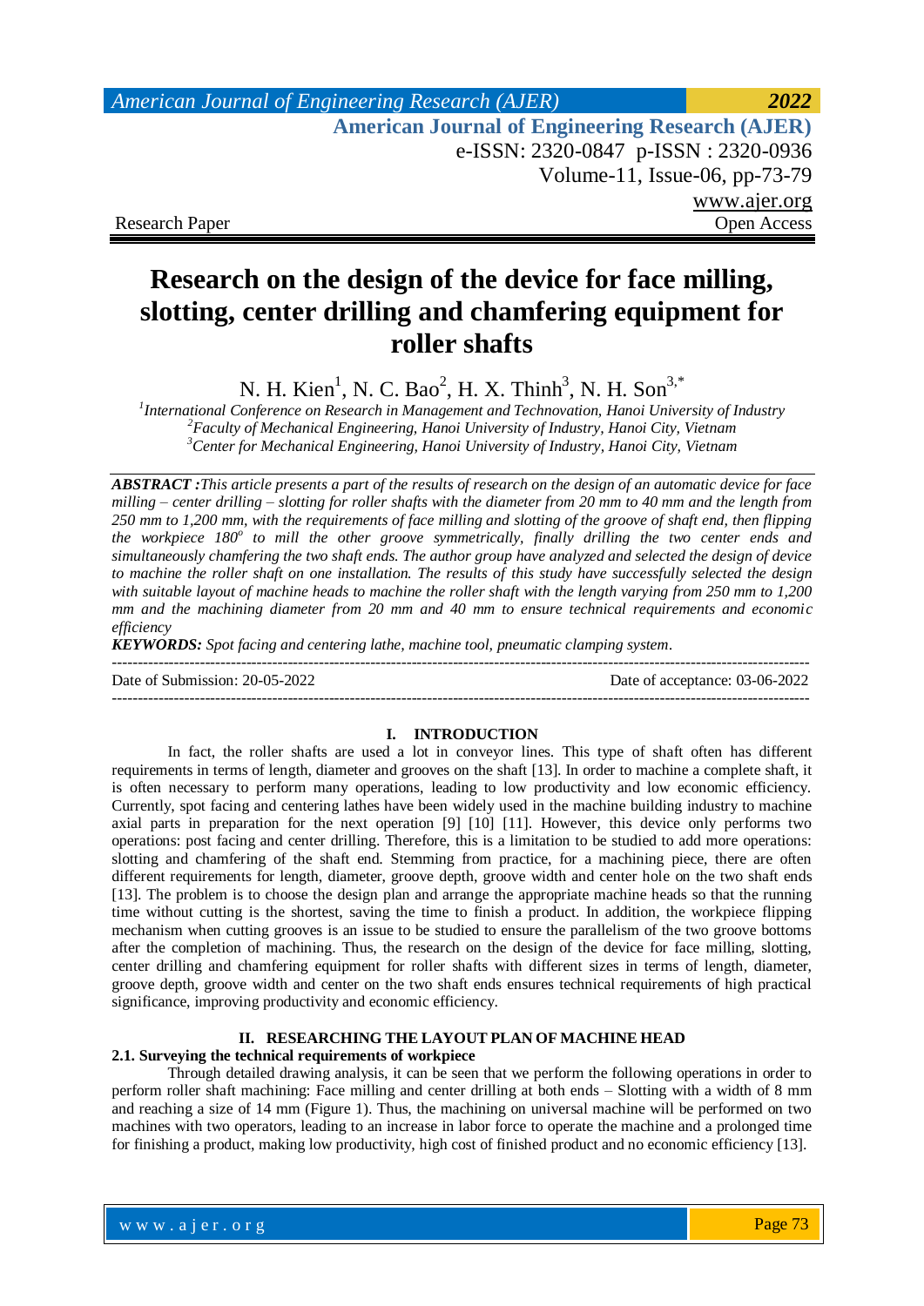Research Paper Open Access

# Research on the design of the device for face milling, slotting, center drilling and chamfering equipment for roller shafts

N. H. Kien[1], N. C. Bao[2], H. X. Thinh[3], N. H. Son[3,*]

[1]International Conference on Research in Management and Technovation, Hanoi University of Industry
[2]Faculty of Mechanical Engineering, Hanoi University of Industry, Hanoi City, Vietnam
[3]Center for Mechanical Engineering, Hanoi University of Industry, Hanoi City, Vietnam

***ABSTRACT :****This article presents a part of the results of research on the design of an automatic device for face milling – center drilling – slotting for roller shafts with the diameter from 20 mm to 40 mm and the length from 250 mm to 1,200 mm, with the requirements of face milling and slotting of the groove of shaft end, then flipping the workpiece 180$^{o}$ to mill the other groove symmetrically, finally drilling the two center ends and simultaneously chamfering the two shaft ends. The author group have analyzed and selected the design of device to machine the roller shaft on one installation. The results of this study have successfully selected the design with suitable layout of machine heads to machine the roller shaft with the length varying from 250 mm to 1,200 mm and the machining diameter from 20 mm and 40 mm to ensure technical requirements and economic efficiency*

***KEYWORDS:*** *Spot facing and centering lathe, machine tool, pneumatic clamping system*.

---

Date of Submission: 20-05-2022 Date of acceptance: 03-06-2022

---

## I. INTRODUCTION

In fact, the roller shafts are used a lot in conveyor lines. This type of shaft often has different requirements in terms of length, diameter and grooves on the shaft [13]. In order to machine a complete shaft, it is often necessary to perform many operations, leading to low productivity and low economic efficiency. Currently, spot facing and centering lathes have been widely used in the machine building industry to machine axial parts in preparation for the next operation [9] [10] [11]. However, this device only performs two operations: post facing and center drilling. Therefore, this is a limitation to be studied to add more operations: slotting and chamfering of the shaft end. Stemming from practice, for a machining piece, there are often different requirements for length, diameter, groove depth, groove width and center hole on the two shaft ends [13]. The problem is to choose the design plan and arrange the appropriate machine heads so that the running time without cutting is the shortest, saving the time to finish a product. In addition, the workpiece flipping mechanism when cutting grooves is an issue to be studied to ensure the parallelism of the two groove bottoms after the completion of machining. Thus, the research on the design of the device for face milling, slotting, center drilling and chamfering equipment for roller shafts with different sizes in terms of length, diameter, groove depth, groove width and center on the two shaft ends ensures technical requirements of high practical significance, improving productivity and economic efficiency.

## II. RESEARCHING THE LAYOUT PLAN OF MACHINE HEAD

### 2.1. Surveying the technical requirements of workpiece

Through detailed drawing analysis, it can be seen that we perform the following operations in order to perform roller shaft machining: Face milling and center drilling at both ends – Slotting with a width of 8 mm and reaching a size of 14 mm (Figure 1). Thus, the machining on universal machine will be performed on two machines with two operators, leading to an increase in labor force to operate the machine and a prolonged time for finishing a product, making low productivity, high cost of finished product and no economic efficiency [13].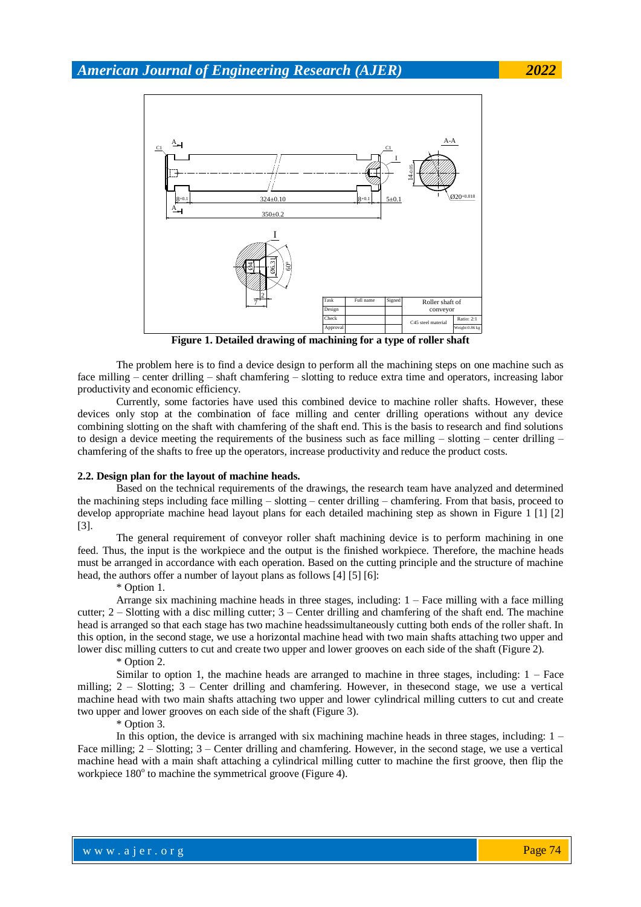**Figure 1. Detailed drawing of machining for a type of roller shaft**

The problem here is to find a device design to perform all the machining steps on one machine such as face milling – center drilling – shaft chamfering – slotting to reduce extra time and operators, increasing labor productivity and economic efficiency.

Currently, some factories have used this combined device to machine roller shafts. However, these devices only stop at the combination of face milling and center drilling operations without any device combining slotting on the shaft with chamfering of the shaft end. This is the basis to research and find solutions to design a device meeting the requirements of the business such as face milling – slotting – center drilling – chamfering of the shafts to free up the operators, increase productivity and reduce the product costs.

### 2.2. Design plan for the layout of machine heads.

Based on the technical requirements of the drawings, the research team have analyzed and determined the machining steps including face milling – slotting – center drilling – chamfering. From that basis, proceed to develop appropriate machine head layout plans for each detailed machining step as shown in Figure 1 [1] [2] [3].

The general requirement of conveyor roller shaft machining device is to perform machining in one feed. Thus, the input is the workpiece and the output is the finished workpiece. Therefore, the machine heads must be arranged in accordance with each operation. Based on the cutting principle and the structure of machine head, the authors offer a number of layout plans as follows [4] [5] [6]:

* Option 1.

Arrange six machining machine heads in three stages, including: 1 – Face milling with a face milling cutter; 2 – Slotting with a disc milling cutter; 3 – Center drilling and chamfering of the shaft end. The machine head is arranged so that each stage has two machine headssimultaneously cutting both ends of the roller shaft. In this option, in the second stage, we use a horizontal machine head with two main shafts attaching two upper and lower disc milling cutters to cut and create two upper and lower grooves on each side of the shaft (Figure 2).

* Option 2.

Similar to option 1, the machine heads are arranged to machine in three stages, including: 1 – Face milling; 2 – Slotting; 3 – Center drilling and chamfering. However, in thesecond stage, we use a vertical machine head with two main shafts attaching two upper and lower cylindrical milling cutters to cut and create two upper and lower grooves on each side of the shaft (Figure 3).

* Option 3.

In this option, the device is arranged with six machining machine heads in three stages, including: 1 – Face milling; 2 – Slotting; 3 – Center drilling and chamfering. However, in the second stage, we use a vertical machine head with a main shaft attaching a cylindrical milling cutter to machine the first groove, then flip the workpiece 180° to machine the symmetrical groove (Figure 4).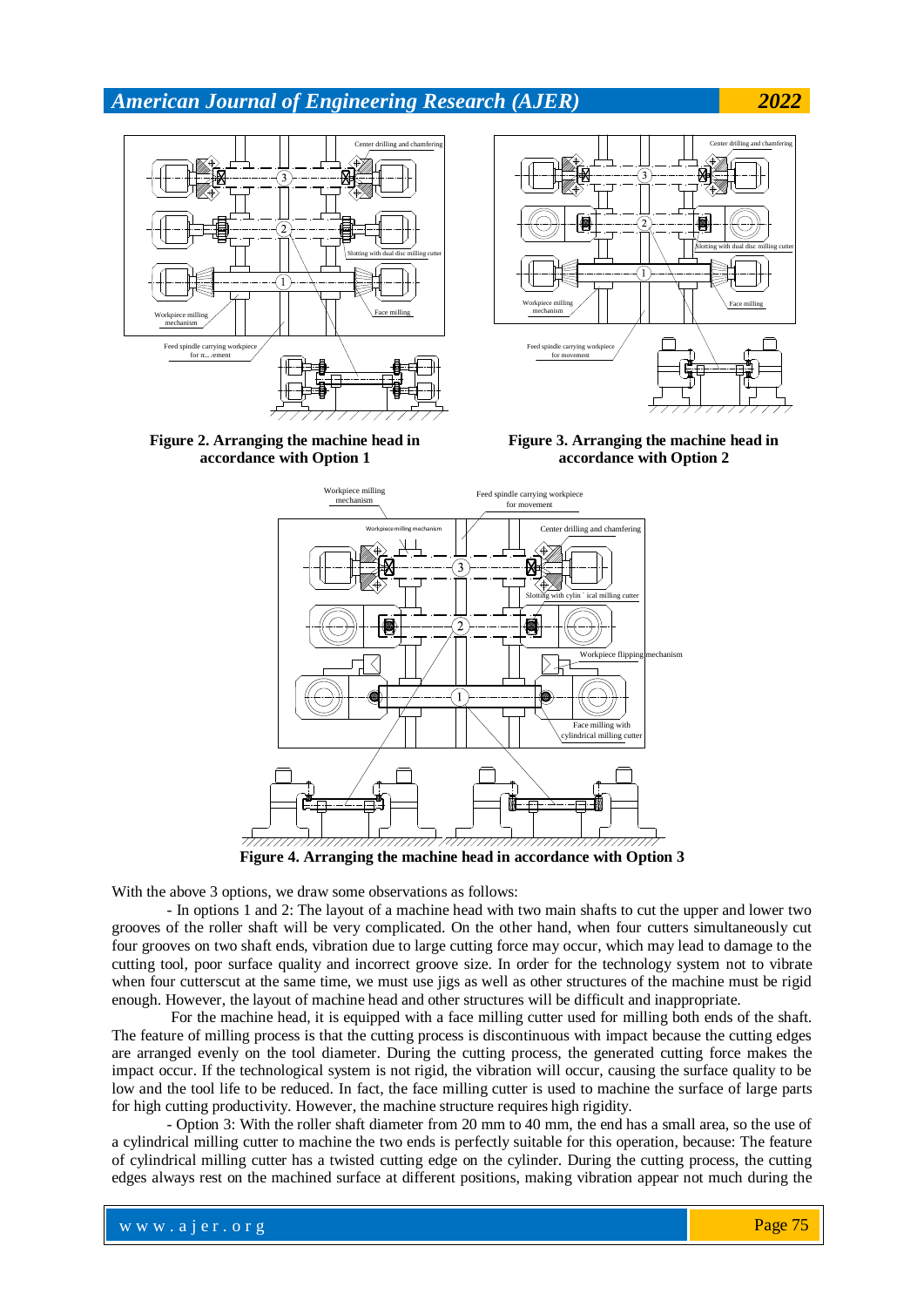**Figure 2. Arranging the machine head in accordance with Option 1**

**Figure 3. Arranging the machine head in accordance with Option 2**

**Figure 4. Arranging the machine head in accordance with Option 3**

With the above 3 options, we draw some observations as follows:

- In options 1 and 2: The layout of a machine head with two main shafts to cut the upper and lower two grooves of the roller shaft will be very complicated. On the other hand, when four cutters simultaneously cut four grooves on two shaft ends, vibration due to large cutting force may occur, which may lead to damage to the cutting tool, poor surface quality and incorrect groove size. In order for the technology system not to vibrate when four cutterscut at the same time, we must use jigs as well as other structures of the machine must be rigid enough. However, the layout of machine head and other structures will be difficult and inappropriate.

For the machine head, it is equipped with a face milling cutter used for milling both ends of the shaft. The feature of milling process is that the cutting process is discontinuous with impact because the cutting edges are arranged evenly on the tool diameter. During the cutting process, the generated cutting force makes the impact occur. If the technological system is not rigid, the vibration will occur, causing the surface quality to be low and the tool life to be reduced. In fact, the face milling cutter is used to machine the surface of large parts for high cutting productivity. However, the machine structure requires high rigidity.

- Option 3: With the roller shaft diameter from 20 mm to 40 mm, the end has a small area, so the use of a cylindrical milling cutter to machine the two ends is perfectly suitable for this operation, because: The feature of cylindrical milling cutter has a twisted cutting edge on the cylinder. During the cutting process, the cutting edges always rest on the machined surface at different positions, making vibration appear not much during the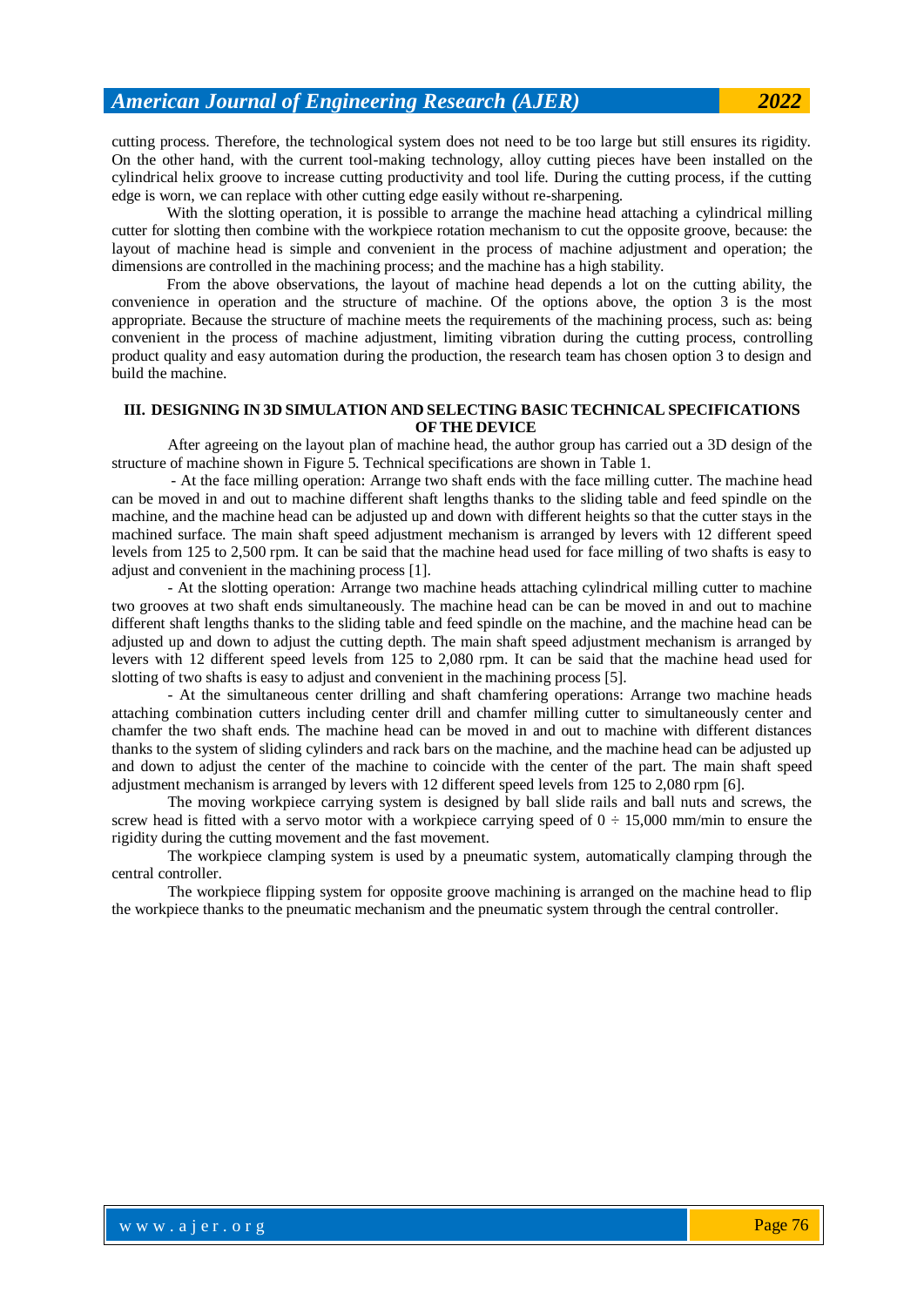cutting process. Therefore, the technological system does not need to be too large but still ensures its rigidity. On the other hand, with the current tool-making technology, alloy cutting pieces have been installed on the cylindrical helix groove to increase cutting productivity and tool life. During the cutting process, if the cutting edge is worn, we can replace with other cutting edge easily without re-sharpening.

With the slotting operation, it is possible to arrange the machine head attaching a cylindrical milling cutter for slotting then combine with the workpiece rotation mechanism to cut the opposite groove, because: the layout of machine head is simple and convenient in the process of machine adjustment and operation; the dimensions are controlled in the machining process; and the machine has a high stability.

From the above observations, the layout of machine head depends a lot on the cutting ability, the convenience in operation and the structure of machine. Of the options above, the option 3 is the most appropriate. Because the structure of machine meets the requirements of the machining process, such as: being convenient in the process of machine adjustment, limiting vibration during the cutting process, controlling product quality and easy automation during the production, the research team has chosen option 3 to design and build the machine.

## III. DESIGNING IN 3D SIMULATION AND SELECTING BASIC TECHNICAL SPECIFICATIONS OF THE DEVICE

After agreeing on the layout plan of machine head, the author group has carried out a 3D design of the structure of machine shown in Figure 5. Technical specifications are shown in Table 1.

- At the face milling operation: Arrange two shaft ends with the face milling cutter. The machine head can be moved in and out to machine different shaft lengths thanks to the sliding table and feed spindle on the machine, and the machine head can be adjusted up and down with different heights so that the cutter stays in the machined surface. The main shaft speed adjustment mechanism is arranged by levers with 12 different speed levels from 125 to 2,500 rpm. It can be said that the machine head used for face milling of two shafts is easy to adjust and convenient in the machining process [1].

- At the slotting operation: Arrange two machine heads attaching cylindrical milling cutter to machine two grooves at two shaft ends simultaneously. The machine head can be can be moved in and out to machine different shaft lengths thanks to the sliding table and feed spindle on the machine, and the machine head can be adjusted up and down to adjust the cutting depth. The main shaft speed adjustment mechanism is arranged by levers with 12 different speed levels from 125 to 2,080 rpm. It can be said that the machine head used for slotting of two shafts is easy to adjust and convenient in the machining process [5].

- At the simultaneous center drilling and shaft chamfering operations: Arrange two machine heads attaching combination cutters including center drill and chamfer milling cutter to simultaneously center and chamfer the two shaft ends. The machine head can be moved in and out to machine with different distances thanks to the system of sliding cylinders and rack bars on the machine, and the machine head can be adjusted up and down to adjust the center of the machine to coincide with the center of the part. The main shaft speed adjustment mechanism is arranged by levers with 12 different speed levels from 125 to 2,080 rpm [6].

The moving workpiece carrying system is designed by ball slide rails and ball nuts and screws, the screw head is fitted with a servo motor with a workpiece carrying speed of $0 \div 15{,}000$ mm/min to ensure the rigidity during the cutting movement and the fast movement.

The workpiece clamping system is used by a pneumatic system, automatically clamping through the central controller.

The workpiece flipping system for opposite groove machining is arranged on the machine head to flip the workpiece thanks to the pneumatic mechanism and the pneumatic system through the central controller.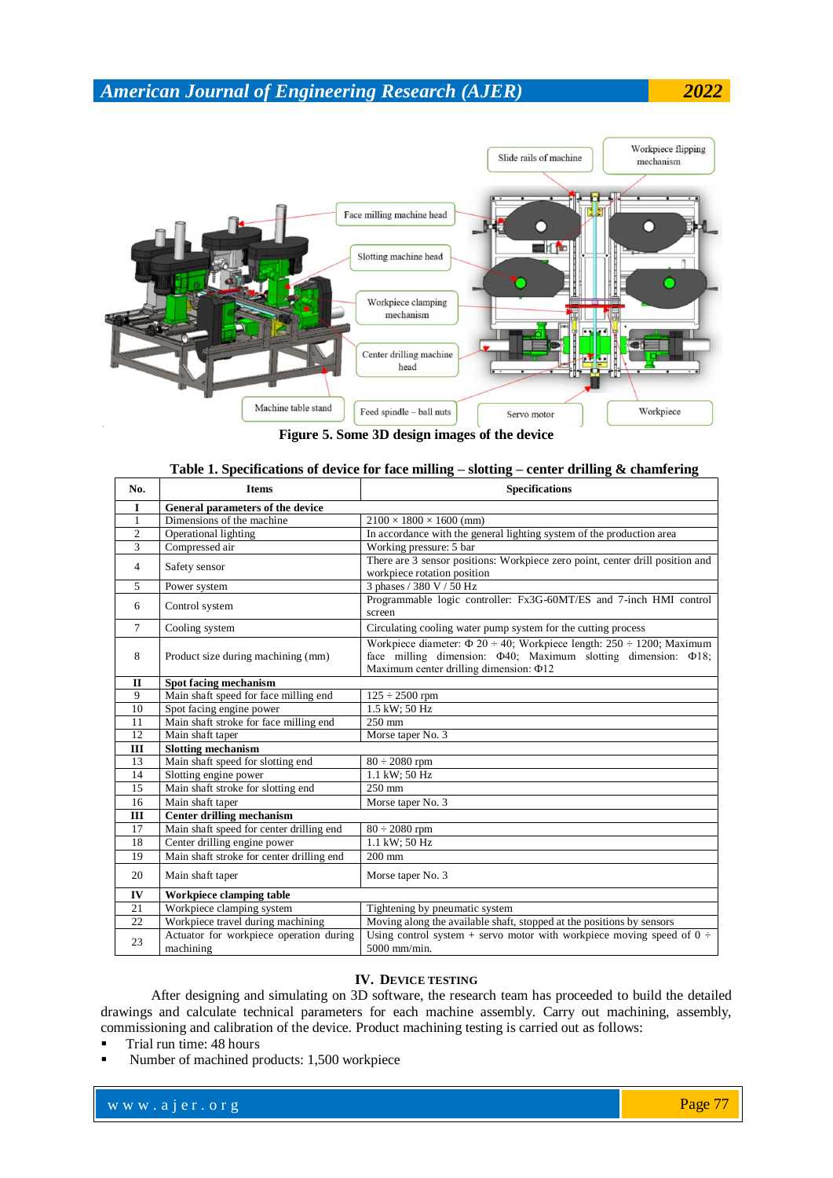**Figure 5. Some 3D design images of the device**

**Table 1. Specifications of device for face milling – slotting – center drilling & chamfering**

| No. | Items | Specifications |
|---|---|---|
| **I** | **General parameters of the device** | |
| 1 | Dimensions of the machine | 2100 × 1800 × 1600 (mm) |
| 2 | Operational lighting | In accordance with the general lighting system of the production area |
| 3 | Compressed air | Working pressure: 5 bar |
| 4 | Safety sensor | There are 3 sensor positions: Workpiece zero point, center drill position and workpiece rotation position |
| 5 | Power system | 3 phases / 380 V / 50 Hz |
| 6 | Control system | Programmable logic controller: Fx3G-60MT/ES and 7-inch HMI control screen |
| 7 | Cooling system | Circulating cooling water pump system for the cutting process |
| 8 | Product size during machining (mm) | Workpiece diameter: Φ 20 ÷ 40; Workpiece length: 250 ÷ 1200; Maximum face milling dimension: Φ40; Maximum slotting dimension: Φ18; Maximum center drilling dimension: Φ12 |
| **II** | **Spot facing mechanism** | |
| 9 | Main shaft speed for face milling end | 125 ÷ 2500 rpm |
| 10 | Spot facing engine power | 1.5 kW; 50 Hz |
| 11 | Main shaft stroke for face milling end | 250 mm |
| 12 | Main shaft taper | Morse taper No. 3 |
| **III** | **Slotting mechanism** | |
| 13 | Main shaft speed for slotting end | 80 ÷ 2080 rpm |
| 14 | Slotting engine power | 1.1 kW; 50 Hz |
| 15 | Main shaft stroke for slotting end | 250 mm |
| 16 | Main shaft taper | Morse taper No. 3 |
| **III** | **Center drilling mechanism** | |
| 17 | Main shaft speed for center drilling end | 80 ÷ 2080 rpm |
| 18 | Center drilling engine power | 1.1 kW; 50 Hz |
| 19 | Main shaft stroke for center drilling end | 200 mm |
| 20 | Main shaft taper | Morse taper No. 3 |
| **IV** | **Workpiece clamping table** | |
| 21 | Workpiece clamping system | Tightening by pneumatic system |
| 22 | Workpiece travel during machining | Moving along the available shaft, stopped at the positions by sensors |
| 23 | Actuator for workpiece operation during machining | Using control system + servo motor with workpiece moving speed of 0 ÷ 5000 mm/min. |

## IV. DEVICE TESTING

After designing and simulating on 3D software, the research team has proceeded to build the detailed drawings and calculate technical parameters for each machine assembly. Carry out machining, assembly, commissioning and calibration of the device. Product machining testing is carried out as follows:

- Trial run time: 48 hours
- Number of machined products: 1,500 workpiece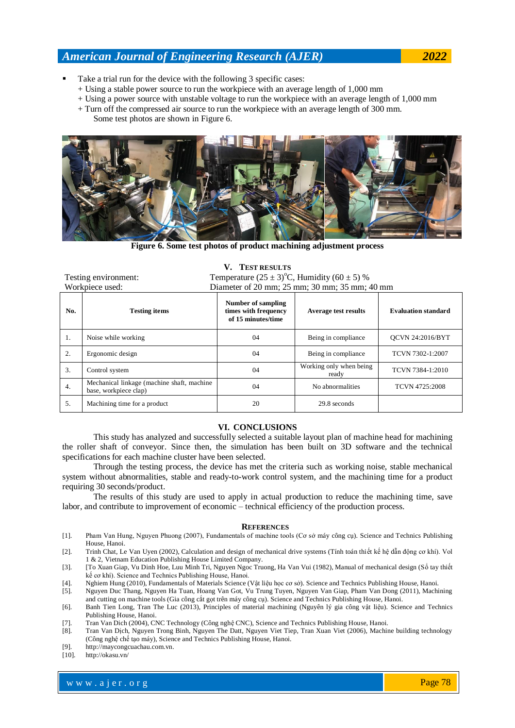- Take a trial run for the device with the following 3 specific cases:
  + Using a stable power source to run the workpiece with an average length of 1,000 mm
  + Using a power source with unstable voltage to run the workpiece with an average length of 1,000 mm
  + Turn off the compressed air source to run the workpiece with an average length of 300 mm.
  
  Some test photos are shown in Figure 6.

**Figure 6. Some test photos of product machining adjustment process**

## V. TEST RESULTS

Testing environment: Temperature $(25 \pm 3)^{o}C$, Humidity $(60 \pm 5)$ %

Workpiece used: Diameter of 20 mm; 25 mm; 30 mm; 35 mm; 40 mm

| No. | Testing items | Number of sampling times with frequency of 15 minutes/time | Average test results | Evaluation standard |
|---|---|---|---|---|
| 1. | Noise while working | 04 | Being in compliance | QCVN 24:2016/BYT |
| 2. | Ergonomic design | 04 | Being in compliance | TCVN 7302-1:2007 |
| 3. | Control system | 04 | Working only when being ready | TCVN 7384-1:2010 |
| 4. | Mechanical linkage (machine shaft, machine base, workpiece clap) | 04 | No abnormalities | TCVN 4725:2008 |
| 5. | Machining time for a product | 20 | 29.8 seconds | |

## VI. CONCLUSIONS

This study has analyzed and successfully selected a suitable layout plan of machine head for machining the roller shaft of conveyor. Since then, the simulation has been built on 3D software and the technical specifications for each machine cluster have been selected.

Through the testing process, the device has met the criteria such as working noise, stable mechanical system without abnormalities, stable and ready-to-work control system, and the machining time for a product requiring 30 seconds/product.

The results of this study are used to apply in actual production to reduce the machining time, save labor, and contribute to improvement of economic – technical efficiency of the production process.

## REFERENCES

[1]. Pham Van Hung, Nguyen Phuong (2007), Fundamentals of machine tools (Cơ sở máy công cụ). Science and Technics Publishing House, Hanoi.

[2]. Trinh Chat, Le Van Uyen (2002), Calculation and design of mechanical drive systems (Tính toán thiết kế hệ dẫn động cơ khí). Vol 1 & 2, Vietnam Education Publishing House Limited Company.

[3]. [To Xuan Giap, Vu Dinh Hoe, Luu Minh Tri, Nguyen Ngoc Truong, Ha Van Vui (1982), Manual of mechanical design (Sổ tay thiết kế cơ khí). Science and Technics Publishing House, Hanoi.

[4]. Nghiem Hung (2010), Fundamentals of Materials Science (Vật liệu học cơ sở). Science and Technics Publishing House, Hanoi.

[5]. Nguyen Duc Thang, Nguyen Ha Tuan, Hoang Van Got, Vu Trung Tuyen, Nguyen Van Giap, Pham Van Dong (2011), Machining and cutting on machine tools (Gia công cắt gọt trên máy công cụ). Science and Technics Publishing House, Hanoi.

[6]. Banh Tien Long, Tran The Luc (2013), Principles of material machining (Nguyên lý gia công vật liệu). Science and Technics Publishing House, Hanoi.

[7]. Tran Van Dich (2004), CNC Technology (Công nghệ CNC), Science and Technics Publishing House, Hanoi.

[8]. Tran Van Dịch, Nguyen Trong Binh, Nguyen The Datt, Nguyen Viet Tiep, Tran Xuan Viet (2006), Machine building technology (Công nghệ chế tạo máy), Science and Technics Publishing House, Hanoi.

[9]. http://maycongcuachau.com.vn.

[10]. http://okasu.vn/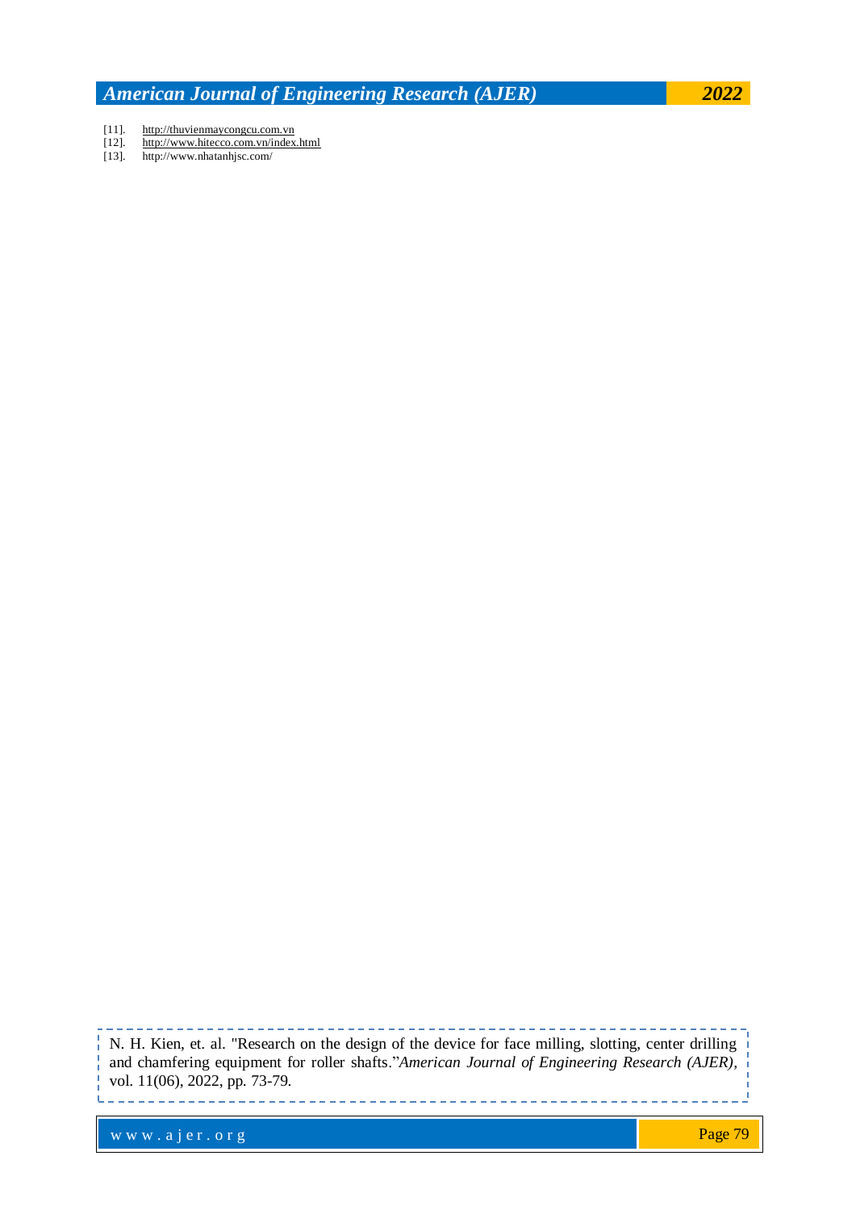[11]. http://thuvienmaycongcu.com.vn
[12]. http://www.hitecco.com.vn/index.html
[13]. http://www.nhatanhjsc.com/

N. H. Kien, et. al. "Research on the design of the device for face milling, slotting, center drilling and chamfering equipment for roller shafts."*American Journal of Engineering Research (AJER),* vol. 11(06), 2022, pp. 73-79.